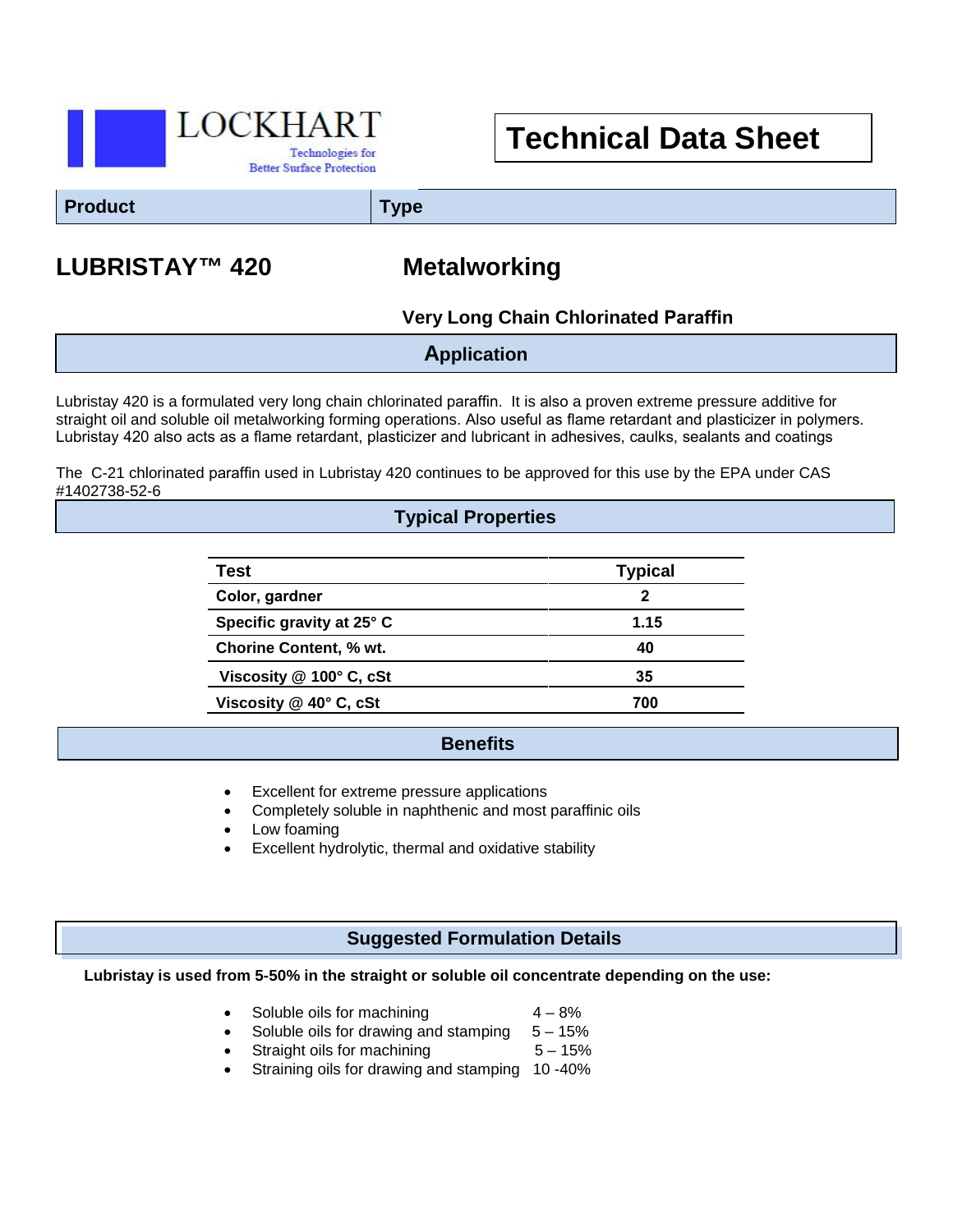LOCKHART

Technologies for Better Surface Protection

# Technical Data Sheet

| Product | Type |
| --- | --- |
| **LUBRISTAY™ 420** | **Metalworking** |
| | **Very Long Chain Chlorinated Paraffin** |

## Application

Lubristay 420 is a formulated very long chain chlorinated paraffin. It is also a proven extreme pressure additive for straight oil and soluble oil metalworking forming operations. Also useful as flame retardant and plasticizer in polymers. Lubristay 420 also acts as a flame retardant, plasticizer and lubricant in adhesives, caulks, sealants and coatings

The C-21 chlorinated paraffin used in Lubristay 420 continues to be approved for this use by the EPA under CAS #1402738-52-6

## Typical Properties

| Test | Typical |
| --- | --- |
| Color, gardner | 2 |
| Specific gravity at 25° C | 1.15 |
| Chorine Content, % wt. | 40 |
| Viscosity @ 100° C, cSt | 35 |
| Viscosity @ 40° C, cSt | 700 |

## Benefits

- Excellent for extreme pressure applications
- Completely soluble in naphthenic and most paraffinic oils
- Low foaming
- Excellent hydrolytic, thermal and oxidative stability

## Suggested Formulation Details

**Lubristay is used from 5-50% in the straight or soluble oil concentrate depending on the use:**

- Soluble oils for machining 4 – 8%
- Soluble oils for drawing and stamping 5 – 15%
- Straight oils for machining 5 – 15%
- Straining oils for drawing and stamping 10 -40%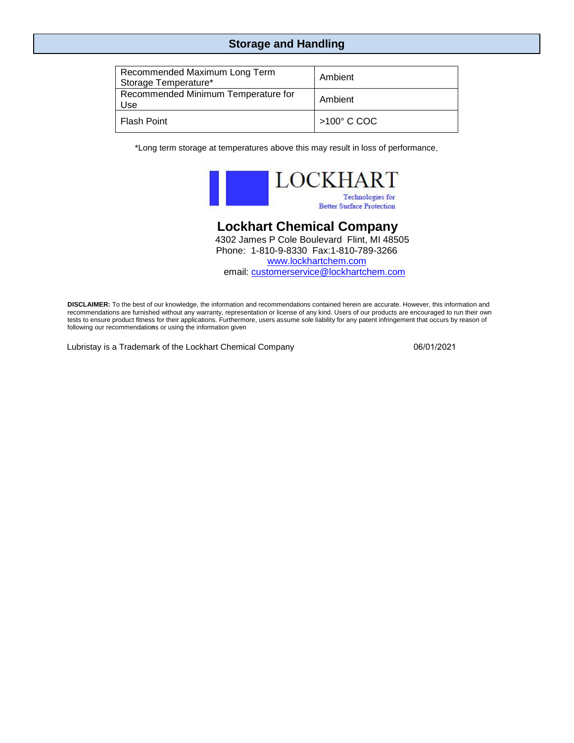## Storage and Handling

| | |
|---|---|
| Recommended Maximum Long Term Storage Temperature* | Ambient |
| Recommended Minimum Temperature for Use | Ambient |
| Flash Point | >100° C COC |

*Long term storage at temperatures above this may result in loss of performance.

LOCKHART
Technologies for
Better Surface Protection

**Lockhart Chemical Company**

4302 James P Cole Boulevard Flint, MI 48505
Phone: 1-810-9-8330 Fax:1-810-789-3266
www.lockhartchem.com
email: customerservice@lockhartchem.com

**DISCLAIMER:** To the best of our knowledge, the information and recommendations contained herein are accurate. However, this information and recommendations are furnished without any warranty, representation or license of any kind. Users of our products are encouraged to run their own tests to ensure product fitness for their applications. Furthermore, users assume sole liability for any patent infringement that occurs by reason of following our recommendations or using the information given

Lubristay is a Trademark of the Lockhart Chemical Company

06/01/2021